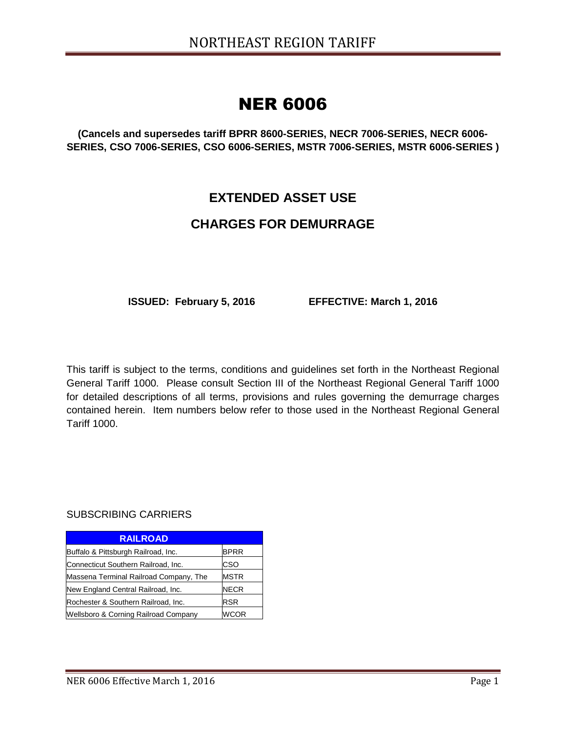# NER 6006

**(Cancels and supersedes tariff BPRR 8600-SERIES, NECR 7006-SERIES, NECR 6006-SERIES, CSO 7006-SERIES, CSO 6006-SERIES, MSTR 7006-SERIES, MSTR 6006-SERIES )**

## EXTENDED ASSET USE

## CHARGES FOR DEMURRAGE

**ISSUED: February 5, 2016** **EFFECTIVE: March 1, 2016**

This tariff is subject to the terms, conditions and guidelines set forth in the Northeast Regional General Tariff 1000. Please consult Section III of the Northeast Regional General Tariff 1000 for detailed descriptions of all terms, provisions and rules governing the demurrage charges contained herein. Item numbers below refer to those used in the Northeast Regional General Tariff 1000.

SUBSCRIBING CARRIERS

| RAILROAD | |
|---|---|
| Buffalo & Pittsburgh Railroad, Inc. | BPRR |
| Connecticut Southern Railroad, Inc. | CSO |
| Massena Terminal Railroad Company, The | MSTR |
| New England Central Railroad, Inc. | NECR |
| Rochester & Southern Railroad, Inc. | RSR |
| Wellsboro & Corning Railroad Company | WCOR |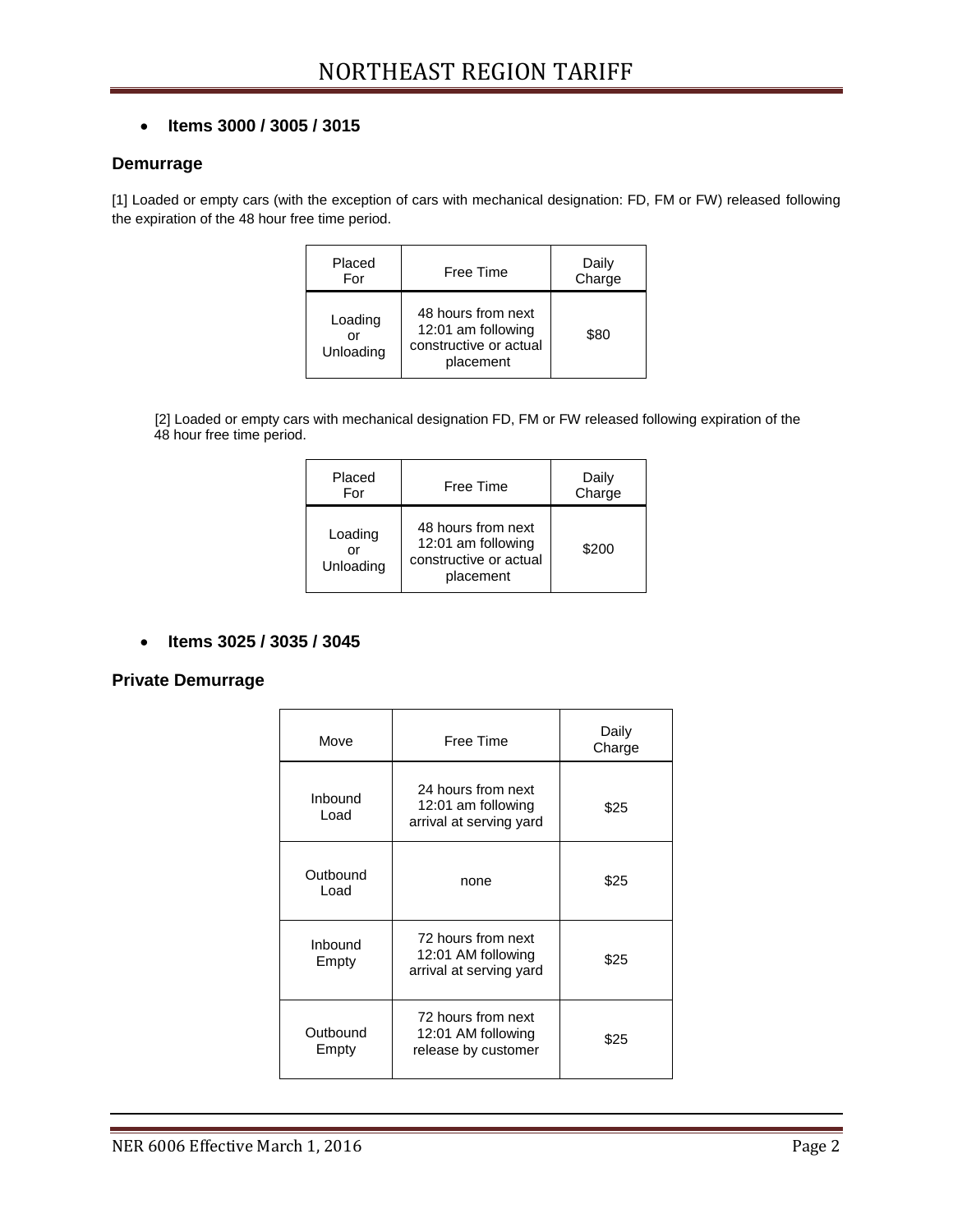- **Items 3000 / 3005 / 3015**

### Demurrage

[1] Loaded or empty cars (with the exception of cars with mechanical designation: FD, FM or FW) released following the expiration of the 48 hour free time period.

| Placed For | Free Time | Daily Charge |
|---|---|---|
| Loading or Unloading | 48 hours from next 12:01 am following constructive or actual placement | $80 |

[2] Loaded or empty cars with mechanical designation FD, FM or FW released following expiration of the 48 hour free time period.

| Placed For | Free Time | Daily Charge |
|---|---|---|
| Loading or Unloading | 48 hours from next 12:01 am following constructive or actual placement | $200 |

- **Items 3025 / 3035 / 3045**

### Private Demurrage

| Move | Free Time | Daily Charge |
|---|---|---|
| Inbound Load | 24 hours from next 12:01 am following arrival at serving yard | $25 |
| Outbound Load | none | $25 |
| Inbound Empty | 72 hours from next 12:01 AM following arrival at serving yard | $25 |
| Outbound Empty | 72 hours from next 12:01 AM following release by customer | $25 |